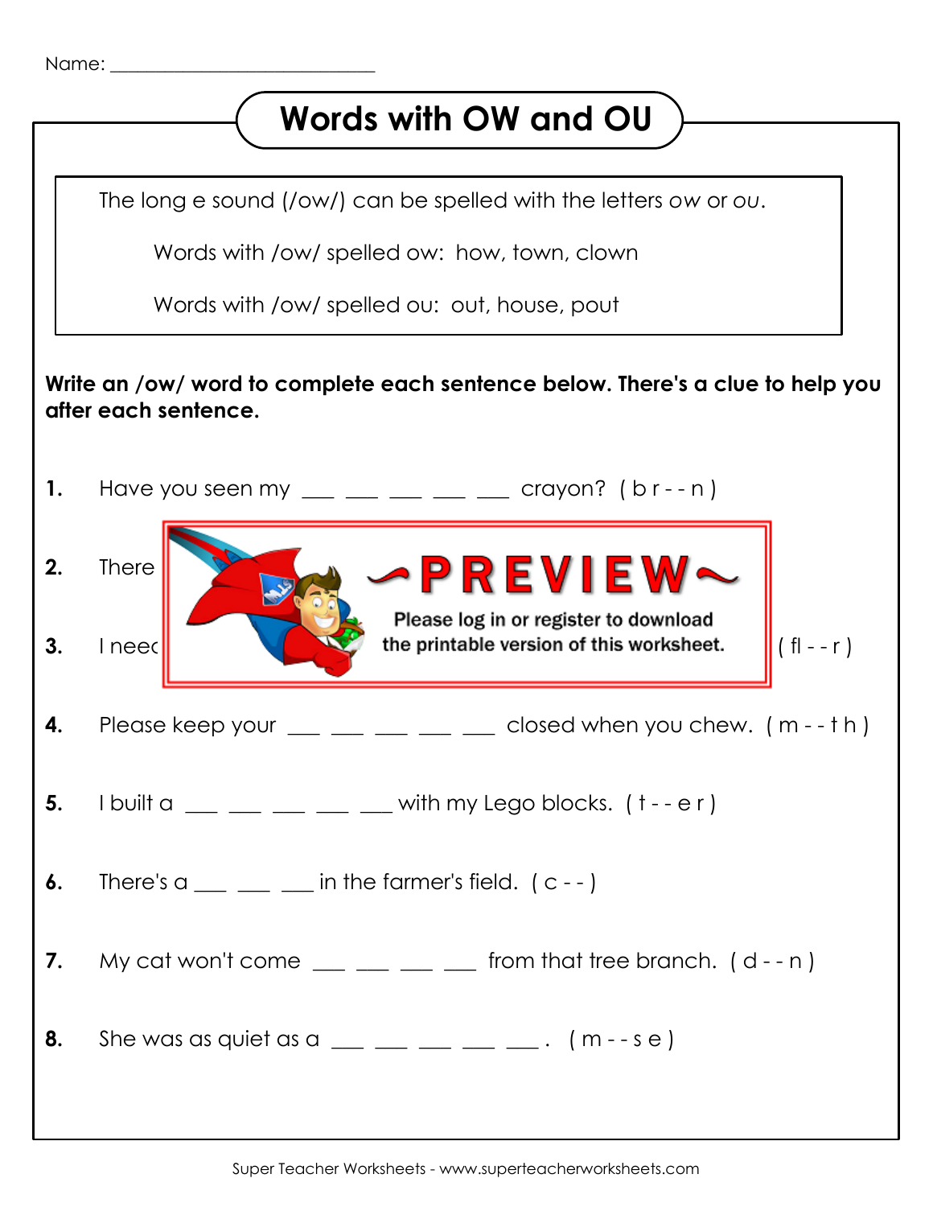Name: ___________________________

# Words with OW and OU

The long e sound (/ow/) can be spelled with the letters *ow* or *ou*.

Words with /ow/ spelled ow: how, town, clown

Words with /ow/ spelled ou: out, house, pout

**Write an /ow/ word to complete each sentence below. There's a clue to help you after each sentence.**

**1.** Have you seen my ___ ___ ___ ___ ___ crayon? ( b r - - n )

**2.** There

**3.** I need ( fl - - r )

~PREVIEW~

Please log in or register to download the printable version of this worksheet.

**4.** Please keep your ___ ___ ___ ___ ___ closed when you chew. ( m - - t h )

**5.** I built a ___ ___ ___ ___ ___ with my Lego blocks. ( t - - e r )

**6.** There's a ___ ___ ___ in the farmer's field. ( c - - )

**7.** My cat won't come ___ ___ ___ ___ from that tree branch. ( d - - n )

**8.** She was as quiet as a ___ ___ ___ ___ ___ . ( m - - s e )

Super Teacher Worksheets - www.superteacherworksheets.com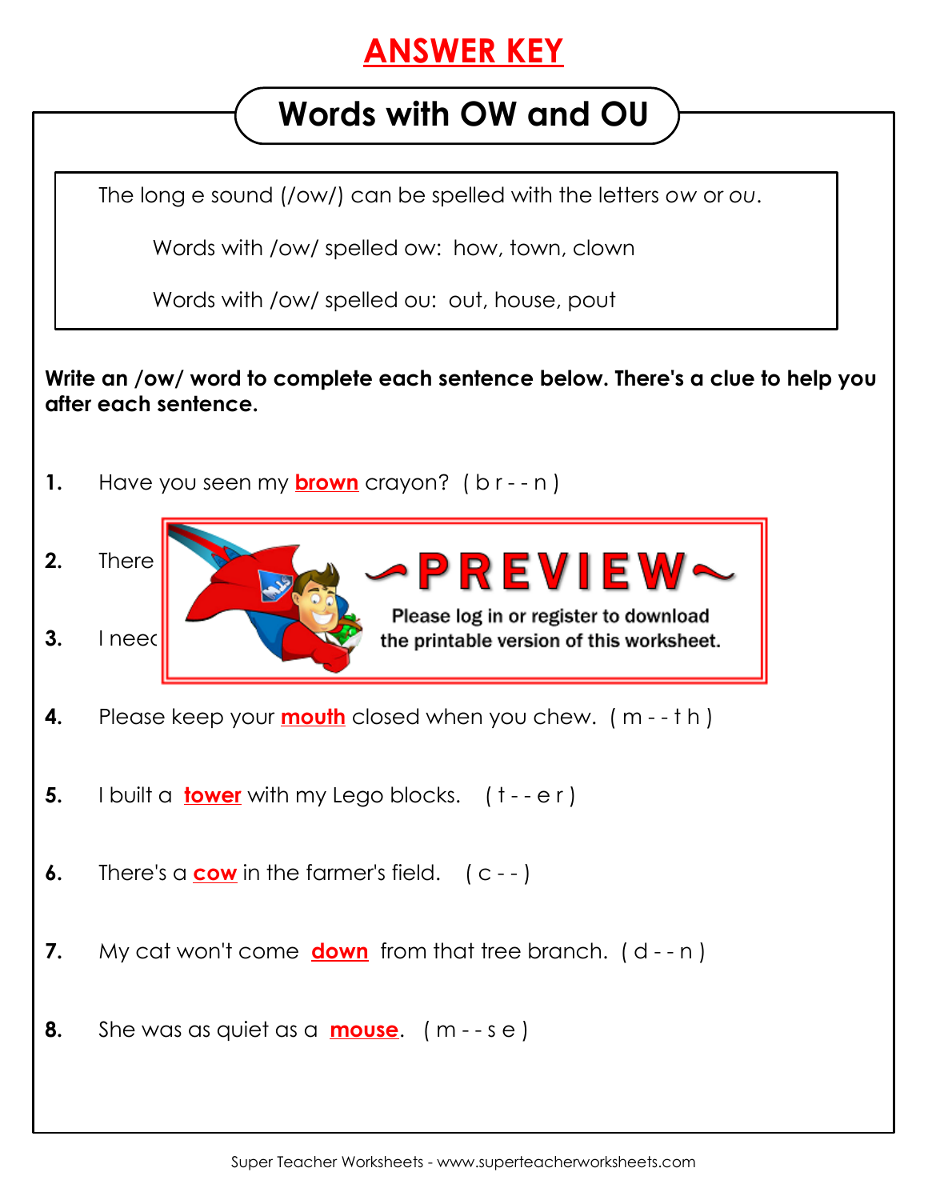# ANSWER KEY

## Words with OW and OU

The long e sound (/ow/) can be spelled with the letters *ow* or *ou*.

Words with /ow/ spelled ow: how, town, clown

Words with /ow/ spelled ou: out, house, pout

**Write an /ow/ word to complete each sentence below. There's a clue to help you after each sentence.**

**1.** Have you seen my **brown** crayon? ( b r - - n )

**2.** There

**3.** I need

~PREVIEW~

Please log in or register to download the printable version of this worksheet.

**4.** Please keep your **mouth** closed when you chew. ( m - - t h )

**5.** I built a **tower** with my Lego blocks. ( t - - e r )

**6.** There's a **cow** in the farmer's field. ( c - - )

**7.** My cat won't come **down** from that tree branch. ( d - - n )

**8.** She was as quiet as a **mouse**. ( m - - s e )

Super Teacher Worksheets - www.superteacherworksheets.com